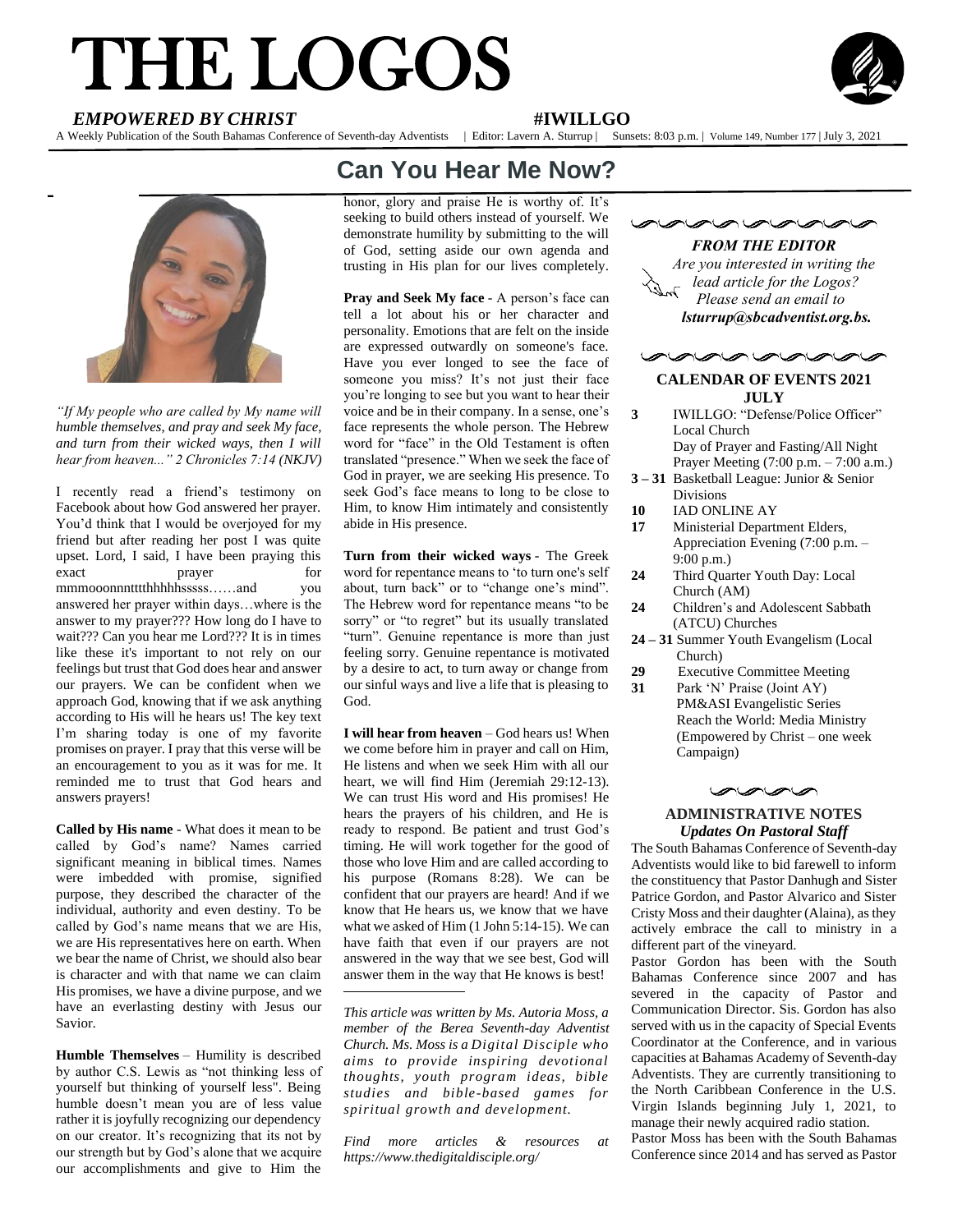# THE LOGOS

***EMPOWERED BY CHRIST*** **#IWILLGO**

A Weekly Publication of the South Bahamas Conference of Seventh-day Adventists | Editor: Lavern A. Sturrup | Sunsets: 8:03 p.m. | Volume 149, Number 177 | July 3, 2021

## Can You Hear Me Now?

*"If My people who are called by My name will humble themselves, and pray and seek My face, and turn from their wicked ways, then I will hear from heaven..." 2 Chronicles 7:14 (NKJV)*

I recently read a friend's testimony on Facebook about how God answered her prayer. You'd think that I would be overjoyed for my friend but after reading her post I was quite upset. Lord, I said, I have been praying this exact prayer for mmmooonnnttthhhhhsssss……and you answered her prayer within days…where is the answer to my prayer??? How long do I have to wait??? Can you hear me Lord??? It is in times like these it's important to not rely on our feelings but trust that God does hear and answer our prayers. We can be confident when we approach God, knowing that if we ask anything according to His will he hears us! The key text I'm sharing today is one of my favorite promises on prayer. I pray that this verse will be an encouragement to you as it was for me. It reminded me to trust that God hears and answers prayers!

**Called by His name** - What does it mean to be called by God's name? Names carried significant meaning in biblical times. Names were imbedded with promise, signified purpose, they described the character of the individual, authority and even destiny. To be called by God's name means that we are His, we are His representatives here on earth. When we bear the name of Christ, we should also bear is character and with that name we can claim His promises, we have a divine purpose, and we have an everlasting destiny with Jesus our Savior.

**Humble Themselves** – Humility is described by author C.S. Lewis as "not thinking less of yourself but thinking of yourself less". Being humble doesn't mean you are of less value rather it is joyfully recognizing our dependency on our creator. It's recognizing that its not by our strength but by God's alone that we acquire our accomplishments and give to Him the honor, glory and praise He is worthy of. It's seeking to build others instead of yourself. We demonstrate humility by submitting to the will of God, setting aside our own agenda and trusting in His plan for our lives completely.

**Pray and Seek My face** - A person's face can tell a lot about his or her character and personality. Emotions that are felt on the inside are expressed outwardly on someone's face. Have you ever longed to see the face of someone you miss? It's not just their face you're longing to see but you want to hear their voice and be in their company. In a sense, one's face represents the whole person. The Hebrew word for "face" in the Old Testament is often translated "presence." When we seek the face of God in prayer, we are seeking His presence. To seek God's face means to long to be close to Him, to know Him intimately and consistently abide in His presence.

**Turn from their wicked ways** - The Greek word for repentance means to 'to turn one's self about, turn back" or to "change one's mind". The Hebrew word for repentance means "to be sorry" or "to regret" but its usually translated "turn". Genuine repentance is more than just feeling sorry. Genuine repentance is motivated by a desire to act, to turn away or change from our sinful ways and live a life that is pleasing to God.

**I will hear from heaven** – God hears us! When we come before him in prayer and call on Him, He listens and when we seek Him with all our heart, we will find Him (Jeremiah 29:12-13). We can trust His word and His promises! He hears the prayers of his children, and He is ready to respond. Be patient and trust God's timing. He will work together for the good of those who love Him and are called according to his purpose (Romans 8:28). We can be confident that our prayers are heard! And if we know that He hears us, we know that we have what we asked of Him (1 John 5:14-15). We can have faith that even if our prayers are not answered in the way that we see best, God will answer them in the way that He knows is best!

*This article was written by Ms. Autoria Moss, a member of the Berea Seventh-day Adventist Church. Ms. Moss is a Digital Disciple who aims to provide inspiring devotional thoughts, youth program ideas, bible studies and bible-based games for spiritual growth and development.*

*Find more articles & resources at https://www.thedigitaldisciple.org/*

***FROM THE EDITOR***

*Are you interested in writing the lead article for the Logos? Please send an email to* ***lsturrup@sbcadventist.org.bs.***

### CALENDAR OF EVENTS 2021
### JULY

- **3** IWILLGO: "Defense/Police Officer" Local Church
  Day of Prayer and Fasting/All Night Prayer Meeting (7:00 p.m. – 7:00 a.m.)
- **3 – 31** Basketball League: Junior & Senior Divisions
- **10** IAD ONLINE AY
- **17** Ministerial Department Elders, Appreciation Evening (7:00 p.m. – 9:00 p.m.)
- **24** Third Quarter Youth Day: Local Church (AM)
- **24** Children's and Adolescent Sabbath (ATCU) Churches
- **24 – 31** Summer Youth Evangelism (Local Church)
- **29** Executive Committee Meeting
- **31** Park 'N' Praise (Joint AY)
  PM&ASI Evangelistic Series
  Reach the World: Media Ministry (Empowered by Christ – one week Campaign)

### ADMINISTRATIVE NOTES
***Updates On Pastoral Staff***

The South Bahamas Conference of Seventh-day Adventists would like to bid farewell to inform the constituency that Pastor Danhugh and Sister Patrice Gordon, and Pastor Alvarico and Sister Cristy Moss and their daughter (Alaina), as they actively embrace the call to ministry in a different part of the vineyard.

Pastor Gordon has been with the South Bahamas Conference since 2007 and has severed in the capacity of Pastor and Communication Director. Sis. Gordon has also served with us in the capacity of Special Events Coordinator at the Conference, and in various capacities at Bahamas Academy of Seventh-day Adventists. They are currently transitioning to the North Caribbean Conference in the U.S. Virgin Islands beginning July 1, 2021, to manage their newly acquired radio station.

Pastor Moss has been with the South Bahamas Conference since 2014 and has served as Pastor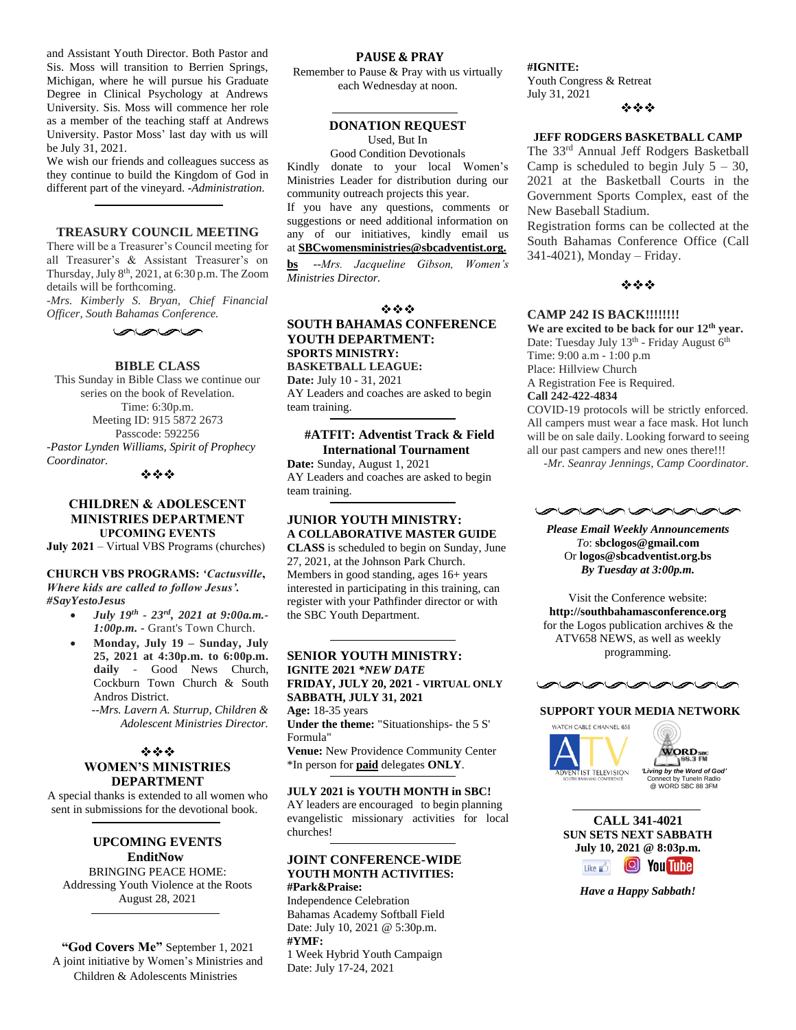and Assistant Youth Director. Both Pastor and Sis. Moss will transition to Berrien Springs, Michigan, where he will pursue his Graduate Degree in Clinical Psychology at Andrews University. Sis. Moss will commence her role as a member of the teaching staff at Andrews University. Pastor Moss' last day with us will be July 31, 2021.

We wish our friends and colleagues success as they continue to build the Kingdom of God in different part of the vineyard. *-Administration.*

## TREASURY COUNCIL MEETING

There will be a Treasurer's Council meeting for all Treasurer's & Assistant Treasurer's on Thursday, July 8th, 2021, at 6:30 p.m. The Zoom details will be forthcoming.

*-Mrs. Kimberly S. Bryan, Chief Financial Officer, South Bahamas Conference.*

## BIBLE CLASS

This Sunday in Bible Class we continue our series on the book of Revelation.
Time: 6:30p.m.
Meeting ID: 915 5872 2673
Passcode: 592256
*-Pastor Lynden Williams, Spirit of Prophecy Coordinator.*

❖❖❖

## CHILDREN & ADOLESCENT MINISTRIES DEPARTMENT

### UPCOMING EVENTS

**July 2021** – Virtual VBS Programs (churches)

**CHURCH VBS PROGRAMS:** ***'Cactusville, Where kids are called to follow Jesus'. #SayYestoJesus***

- ***July 19th - 23rd, 2021 at 9:00a.m.-1:00p.m.*** - Grant's Town Church.
- **Monday, July 19 – Sunday, July 25, 2021 at 4:30p.m. to 6:00p.m. daily** - Good News Church, Cockburn Town Church & South Andros District.

*--Mrs. Lavern A. Sturrup, Children & Adolescent Ministries Director.*

❖❖❖

## WOMEN'S MINISTRIES DEPARTMENT

A special thanks is extended to all women who sent in submissions for the devotional book.

### UPCOMING EVENTS

**EnditNow**
BRINGING PEACE HOME:
Addressing Youth Violence at the Roots
August 28, 2021

**"God Covers Me"** September 1, 2021
A joint initiative by Women's Ministries and Children & Adolescents Ministries

## PAUSE & PRAY

Remember to Pause & Pray with us virtually each Wednesday at noon.

## DONATION REQUEST

Used, But In
Good Condition Devotionals

Kindly donate to your local Women's Ministries Leader for distribution during our community outreach projects this year.

If you have any questions, comments or suggestions or need additional information on any of our initiatives, kindly email us at **SBCwomensministries@sbcadventist.org.bs** *--Mrs. Jacqueline Gibson, Women's Ministries Director.*

❖❖❖

## SOUTH BAHAMAS CONFERENCE YOUTH DEPARTMENT:

**SPORTS MINISTRY:**
**BASKETBALL LEAGUE:**
**Date:** July 10 - 31, 2021
AY Leaders and coaches are asked to begin team training.

**#ATFIT: Adventist Track & Field International Tournament**
**Date:** Sunday, August 1, 2021
AY Leaders and coaches are asked to begin team training.

### JUNIOR YOUTH MINISTRY:

**A COLLABORATIVE MASTER GUIDE CLASS** is scheduled to begin on Sunday, June 27, 2021, at the Johnson Park Church. Members in good standing, ages 16+ years interested in participating in this training, can register with your Pathfinder director or with the SBC Youth Department.

### SENIOR YOUTH MINISTRY:

**IGNITE 2021** ***\*NEW DATE***
**FRIDAY, JULY 20, 2021 - VIRTUAL ONLY**
**SABBATH, JULY 31, 2021**
**Age:** 18-35 years
**Under the theme:** "Situationships- the 5 S' Formula"
**Venue:** New Providence Community Center
\*In person for **paid** delegates **ONLY**.

**JULY 2021 is YOUTH MONTH in SBC!**
AY leaders are encouraged to begin planning evangelistic missionary activities for local churches!

### JOINT CONFERENCE-WIDE YOUTH MONTH ACTIVITIES:

**#Park&Praise:**
Independence Celebration
Bahamas Academy Softball Field
Date: July 10, 2021 @ 5:30p.m.

**#YMF:**
1 Week Hybrid Youth Campaign
Date: July 17-24, 2021

**#IGNITE:**
Youth Congress & Retreat
July 31, 2021

❖❖❖

## JEFF RODGERS BASKETBALL CAMP

The 33rd Annual Jeff Rodgers Basketball Camp is scheduled to begin July 5 – 30, 2021 at the Basketball Courts in the Government Sports Complex, east of the New Baseball Stadium.

Registration forms can be collected at the South Bahamas Conference Office (Call 341-4021), Monday – Friday.

❖❖❖

## CAMP 242 IS BACK!!!!!!!!

**We are excited to be back for our 12th year.**
Date: Tuesday July 13th - Friday August 6th
Time: 9:00 a.m - 1:00 p.m
Place: Hillview Church
A Registration Fee is Required.
**Call 242-422-4834**
COVID-19 protocols will be strictly enforced. All campers must wear a face mask. Hot lunch will be on sale daily. Looking forward to seeing all our past campers and new ones there!!!
*-Mr. Seanray Jennings, Camp Coordinator.*

***Please Email Weekly Announcements***
*To*: **sbclogos@gmail.com**
Or **logos@sbcadventist.org.bs**
***By Tuesday at 3:00p.m.***

Visit the Conference website:
**http://southbahamasconference.org**
for the Logos publication archives & the ATV658 NEWS, as well as weekly programming.

## SUPPORT YOUR MEDIA NETWORK

WATCH CABLE CHANNEL 658
ATV ADVENTIST TELEVISION SOUTH BAHAMAS CONFERENCE
WORD SBC 88.3 FM
'Living by the Word of God'
Connect by TuneIn Radio @ WORD SBC 88 3FM

**CALL 341-4021**
**SUN SETS NEXT SABBATH**
**July 10, 2021 @ 8:03p.m.**

***Have a Happy Sabbath!***